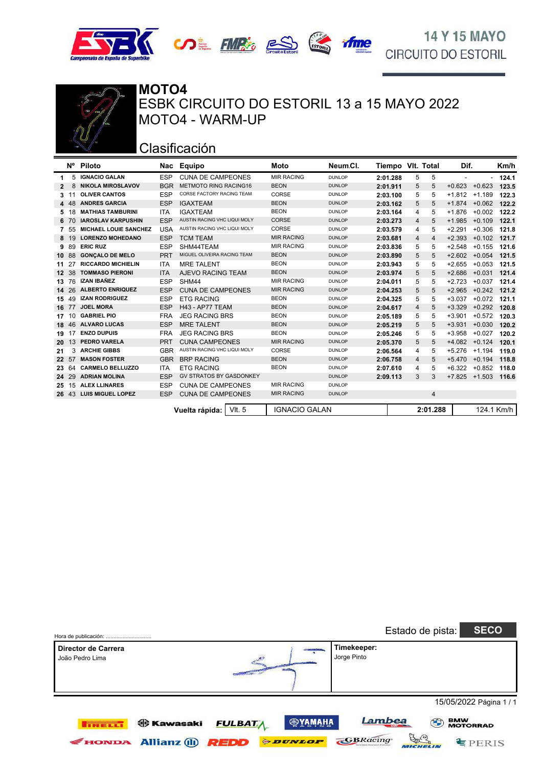14 Y 15 MAYO
CIRCUITO DO ESTORIL

# MOTO4

ESBK CIRCUITO DO ESTORIL 13 a 15 MAYO 2022

MOTO4 - WARM-UP

## Clasificación

| | Nº | Piloto | Nac | Equipo | Moto | Neum.Cl. | Tiempo | Vlt. | Total | Dif. | | Km/h |
|---|---|---|---|---|---|---|---|---|---|---|---|---|
| 1 | 5 | IGNACIO GALAN | ESP | CUNA DE CAMPEONES | MIR RACING | DUNLOP | 2:01.288 | 5 | 5 | - | - | 124.1 |
| 2 | 8 | NIKOLA MIROSLAVOV | BGR | METMOTO RING RACING16 | BEON | DUNLOP | 2:01.911 | 5 | 5 | +0.623 | +0.623 | 123.5 |
| 3 | 11 | OLIVER CANTOS | ESP | CORSE FACTORY RACING TEAM | CORSE | DUNLOP | 2:03.100 | 5 | 5 | +1.812 | +1.189 | 122.3 |
| 4 | 48 | ANDRES GARCIA | ESP | IGAXTEAM | BEON | DUNLOP | 2:03.162 | 5 | 5 | +1.874 | +0.062 | 122.2 |
| 5 | 18 | MATHIAS TAMBURINI | ITA | IGAXTEAM | BEON | DUNLOP | 2:03.164 | 4 | 5 | +1.876 | +0.002 | 122.2 |
| 6 | 70 | IAROSLAV KARPUSHIN | ESP | AUSTIN RACING VHC LIQUI MOLY | CORSE | DUNLOP | 2:03.273 | 4 | 5 | +1.985 | +0.109 | 122.1 |
| 7 | 55 | MICHAEL LOUIE SANCHEZ | USA | AUSTIN RACING VHC LIQUI MOLY | CORSE | DUNLOP | 2:03.579 | 4 | 5 | +2.291 | +0.306 | 121.8 |
| 8 | 19 | LORENZO MOHEDANO | ESP | TCM TEAM | MIR RACING | DUNLOP | 2:03.681 | 4 | 4 | +2.393 | +0.102 | 121.7 |
| 9 | 89 | ERIC RUZ | ESP | SHM44TEAM | MIR RACING | DUNLOP | 2:03.836 | 5 | 5 | +2.548 | +0.155 | 121.6 |
| 10 | 88 | GONÇALO DE MELO | PRT | MIGUEL OLIVEIRA RACING TEAM | BEON | DUNLOP | 2:03.890 | 5 | 5 | +2.602 | +0.054 | 121.5 |
| 11 | 27 | RICCARDO MICHIELIN | ITA | MRE TALENT | BEON | DUNLOP | 2:03.943 | 5 | 5 | +2.655 | +0.053 | 121.5 |
| 12 | 38 | TOMMASO PIERONI | ITA | AJEVO RACING TEAM | BEON | DUNLOP | 2:03.974 | 5 | 5 | +2.686 | +0.031 | 121.4 |
| 13 | 76 | IZAN IBAÑEZ | ESP | SHM44 | MIR RACING | DUNLOP | 2:04.011 | 5 | 5 | +2.723 | +0.037 | 121.4 |
| 14 | 26 | ALBERTO ENRIQUEZ | ESP | CUNA DE CAMPEONES | MIR RACING | DUNLOP | 2:04.253 | 5 | 5 | +2.965 | +0.242 | 121.2 |
| 15 | 49 | IZAN RODRIGUEZ | ESP | ETG RACING | BEON | DUNLOP | 2:04.325 | 5 | 5 | +3.037 | +0.072 | 121.1 |
| 16 | 77 | JOEL MORA | ESP | H43 - AP77 TEAM | BEON | DUNLOP | 2:04.617 | 4 | 5 | +3.329 | +0.292 | 120.8 |
| 17 | 10 | GABRIEL PIO | FRA | JEG RACING BRS | BEON | DUNLOP | 2:05.189 | 5 | 5 | +3.901 | +0.572 | 120.3 |
| 18 | 46 | ALVARO LUCAS | ESP | MRE TALENT | BEON | DUNLOP | 2:05.219 | 5 | 5 | +3.931 | +0.030 | 120.2 |
| 19 | 17 | ENZO DUPUIS | FRA | JEG RACING BRS | BEON | DUNLOP | 2:05.246 | 5 | 5 | +3.958 | +0.027 | 120.2 |
| 20 | 13 | PEDRO VARELA | PRT | CUNA CAMPEONES | MIR RACING | DUNLOP | 2:05.370 | 5 | 5 | +4.082 | +0.124 | 120.1 |
| 21 | 3 | ARCHIE GIBBS | GBR | AUSTIN RACING VHC LIQUI MOLY | CORSE | DUNLOP | 2:06.564 | 4 | 5 | +5.276 | +1.194 | 119.0 |
| 22 | 57 | MASON FOSTER | GBR | BRP RACING | BEON | DUNLOP | 2:06.758 | 4 | 5 | +5.470 | +0.194 | 118.8 |
| 23 | 64 | CARMELO BELLUZZO | ITA | ETG RACING | BEON | DUNLOP | 2:07.610 | 4 | 5 | +6.322 | +0.852 | 118.0 |
| 24 | 29 | ADRIAN MOLINA | ESP | GV STRATOS BY GASDONKEY | | DUNLOP | 2:09.113 | 3 | 3 | +7.825 | +1.503 | 116.6 |
| 25 | 15 | ALEX LLINARES | ESP | CUNA DE CAMPEONES | MIR RACING | DUNLOP | | | | | | |
| 26 | 43 | LUIS MIGUEL LOPEZ | ESP | CUNA DE CAMPEONES | MIR RACING | DUNLOP | | | 4 | | | |

**Vuelta rápida:** Vlt. 5 | IGNACIO GALAN | **2:01.288** | 124.1 Km/h

Hora de publicación: ...............................

Estado de pista: **SECO**

**Director de Carrera**
João Pedro Lima

**Timekeeper:**
Jorge Pinto

15/05/2022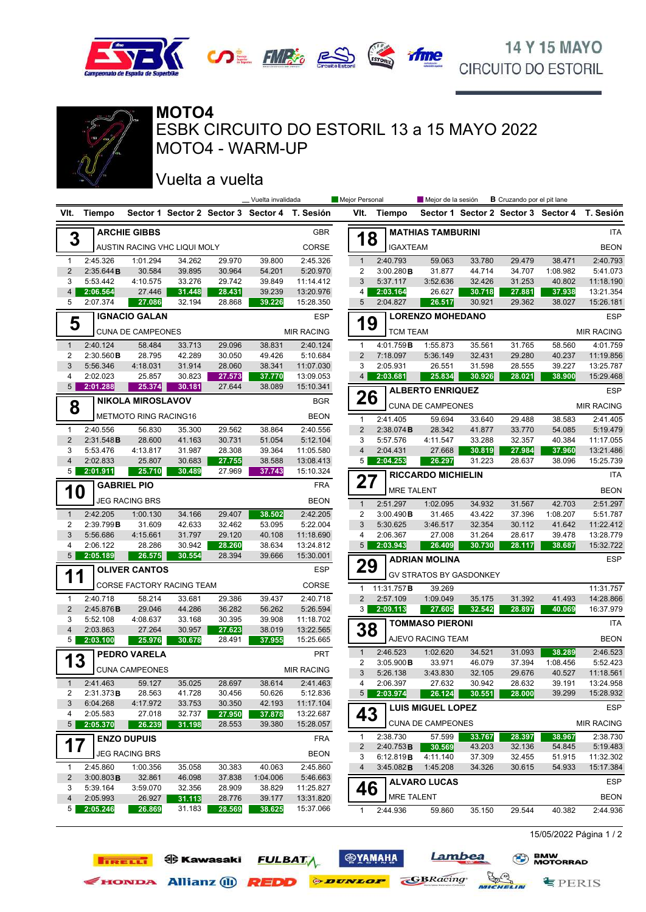14 Y 15 MAYO
CIRCUITO DO ESTORIL

# MOTO4

## ESBK CIRCUITO DO ESTORIL 13 a 15 MAYO 2022

## MOTO4 - WARM-UP

## Vuelta a vuelta

_ Vuelta invalidada | Mejor Personal | Mejor de la sesión | B Cruzando por el pit lane

### 3 ARCHIE GIBBS — GBR — AUSTIN RACING VHC LIQUI MOLY — CORSE

| Vlt. | Tiempo | Sector 1 | Sector 2 | Sector 3 | Sector 4 | T. Sesión |
|---|---|---|---|---|---|---|
| 1 | 2:45.326 | 1:01.294 | 34.262 | 29.970 | 39.800 | 2:45.326 |
| 2 | 2:35.644 B | 30.584 | 39.895 | 30.964 | 54.201 | 5:20.970 |
| 3 | 5:53.442 | 4:10.575 | 33.276 | 29.742 | 39.849 | 11:14.412 |
| 4 | 2:06.564 | 27.446 | 31.448 | 28.431 | 39.239 | 13:20.976 |
| 5 | 2:07.374 | 27.086 | 32.194 | 28.868 | 39.226 | 15:28.350 |

### 5 IGNACIO GALAN — ESP — CUNA DE CAMPEONES — MIR RACING

| Vlt. | Tiempo | Sector 1 | Sector 2 | Sector 3 | Sector 4 | T. Sesión |
|---|---|---|---|---|---|---|
| 1 | 2:40.124 | 58.484 | 33.713 | 29.096 | 38.831 | 2:40.124 |
| 2 | 2:30.560 B | 28.795 | 42.289 | 30.050 | 49.426 | 5:10.684 |
| 3 | 5:56.346 | 4:18.031 | 31.914 | 28.060 | 38.341 | 11:07.030 |
| 4 | 2:02.023 | 25.857 | 30.823 | 27.573 | 37.770 | 13:09.053 |
| 5 | 2:01.288 | 25.374 | 30.181 | 27.644 | 38.089 | 15:10.341 |

### 8 NIKOLA MIROSLAVOV — BGR — METMOTO RING RACING16 — BEON

| Vlt. | Tiempo | Sector 1 | Sector 2 | Sector 3 | Sector 4 | T. Sesión |
|---|---|---|---|---|---|---|
| 1 | 2:40.556 | 56.830 | 35.300 | 29.562 | 38.864 | 2:40.556 |
| 2 | 2:31.548 B | 28.600 | 41.163 | 30.731 | 51.054 | 5:12.104 |
| 3 | 5:53.476 | 4:13.817 | 31.987 | 28.308 | 39.364 | 11:05.580 |
| 4 | 2:02.833 | 25.807 | 30.683 | 27.755 | 38.588 | 13:08.413 |
| 5 | 2:01.911 | 25.710 | 30.489 | 27.969 | 37.743 | 15:10.324 |

### 10 GABRIEL PIO — FRA — JEG RACING BRS — BEON

| Vlt. | Tiempo | Sector 1 | Sector 2 | Sector 3 | Sector 4 | T. Sesión |
|---|---|---|---|---|---|---|
| 1 | 2:42.205 | 1:00.130 | 34.166 | 29.407 | 38.502 | 2:42.205 |
| 2 | 2:39.799 B | 31.609 | 42.633 | 32.462 | 53.095 | 5:22.004 |
| 3 | 5:56.686 | 4:15.661 | 31.797 | 29.120 | 40.108 | 11:18.690 |
| 4 | 2:06.122 | 28.286 | 30.942 | 28.260 | 38.634 | 13:24.812 |
| 5 | 2:05.189 | 26.575 | 30.554 | 28.394 | 39.666 | 15:30.001 |

### 11 OLIVER CANTOS — ESP — CORSE FACTORY RACING TEAM — CORSE

| Vlt. | Tiempo | Sector 1 | Sector 2 | Sector 3 | Sector 4 | T. Sesión |
|---|---|---|---|---|---|---|
| 1 | 2:40.718 | 58.214 | 33.681 | 29.386 | 39.437 | 2:40.718 |
| 2 | 2:45.876 B | 29.046 | 44.286 | 36.282 | 56.262 | 5:26.594 |
| 3 | 5:52.108 | 4:08.637 | 33.168 | 30.395 | 39.908 | 11:18.702 |
| 4 | 2:03.863 | 27.264 | 30.957 | 27.623 | 38.019 | 13:22.565 |
| 5 | 2:03.100 | 25.976 | 30.678 | 28.491 | 37.955 | 15:25.665 |

### 13 PEDRO VARELA — PRT — CUNA CAMPEONES — MIR RACING

| Vlt. | Tiempo | Sector 1 | Sector 2 | Sector 3 | Sector 4 | T. Sesión |
|---|---|---|---|---|---|---|
| 1 | 2:41.463 | 59.127 | 35.025 | 28.697 | 38.614 | 2:41.463 |
| 2 | 2:31.373 B | 28.563 | 41.728 | 30.456 | 50.626 | 5:12.836 |
| 3 | 6:04.268 | 4:17.972 | 33.753 | 30.350 | 42.193 | 11:17.104 |
| 4 | 2:05.583 | 27.018 | 32.737 | 27.950 | 37.878 | 13:22.687 |
| 5 | 2:05.370 | 26.239 | 31.198 | 28.553 | 39.380 | 15:28.057 |

### 17 ENZO DUPUIS — FRA — JEG RACING BRS — BEON

| Vlt. | Tiempo | Sector 1 | Sector 2 | Sector 3 | Sector 4 | T. Sesión |
|---|---|---|---|---|---|---|
| 1 | 2:45.860 | 1:00.356 | 35.058 | 30.383 | 40.063 | 2:45.860 |
| 2 | 3:00.803 B | 32.861 | 46.098 | 37.838 | 1:04.006 | 5:46.663 |
| 3 | 5:39.164 | 3:59.070 | 32.356 | 28.909 | 38.829 | 11:25.827 |
| 4 | 2:05.993 | 26.927 | 31.113 | 28.776 | 39.177 | 13:31.820 |
| 5 | 2:05.246 | 26.869 | 31.183 | 28.569 | 38.625 | 15:37.066 |

### 18 MATHIAS TAMBURINI — ITA — IGAXTEAM — BEON

| Vlt. | Tiempo | Sector 1 | Sector 2 | Sector 3 | Sector 4 | T. Sesión |
|---|---|---|---|---|---|---|
| 1 | 2:40.793 | 59.063 | 33.780 | 29.479 | 38.471 | 2:40.793 |
| 2 | 3:00.280 B | 31.877 | 44.714 | 34.707 | 1:08.982 | 5:41.073 |
| 3 | 5:37.117 | 3:52.636 | 32.426 | 31.253 | 40.802 | 11:18.190 |
| 4 | 2:03.164 | 26.627 | 30.718 | 27.881 | 37.938 | 13:21.354 |
| 5 | 2:04.827 | 26.517 | 30.921 | 29.362 | 38.027 | 15:26.181 |

### 19 LORENZO MOHEDANO — ESP — TCM TEAM — MIR RACING

| Vlt. | Tiempo | Sector 1 | Sector 2 | Sector 3 | Sector 4 | T. Sesión |
|---|---|---|---|---|---|---|
| 1 | 4:01.759 B | 1:55.873 | 35.561 | 31.765 | 58.560 | 4:01.759 |
| 2 | 7:18.097 | 5:36.149 | 32.431 | 29.280 | 40.237 | 11:19.856 |
| 3 | 2:05.931 | 26.551 | 31.598 | 28.555 | 39.227 | 13:25.787 |
| 4 | 2:03.681 | 25.834 | 30.926 | 28.021 | 38.900 | 15:29.468 |

### 26 ALBERTO ENRIQUEZ — ESP — CUNA DE CAMPEONES — MIR RACING

| Vlt. | Tiempo | Sector 1 | Sector 2 | Sector 3 | Sector 4 | T. Sesión |
|---|---|---|---|---|---|---|
| 1 | 2:41.405 | 59.694 | 33.640 | 29.488 | 38.583 | 2:41.405 |
| 2 | 2:38.074 B | 28.342 | 41.877 | 33.770 | 54.085 | 5:19.479 |
| 3 | 5:57.576 | 4:11.547 | 33.288 | 32.357 | 40.384 | 11:17.055 |
| 4 | 2:04.431 | 27.668 | 30.819 | 27.984 | 37.960 | 13:21.486 |
| 5 | 2:04.253 | 26.297 | 31.223 | 28.637 | 38.096 | 15:25.739 |

### 27 RICCARDO MICHIELIN — ITA — MRE TALENT — BEON

| Vlt. | Tiempo | Sector 1 | Sector 2 | Sector 3 | Sector 4 | T. Sesión |
|---|---|---|---|---|---|---|
| 1 | 2:51.297 | 1:02.095 | 34.932 | 31.567 | 42.703 | 2:51.297 |
| 2 | 3:00.490 B | 31.465 | 43.422 | 37.396 | 1:08.207 | 5:51.787 |
| 3 | 5:30.625 | 3:46.517 | 32.354 | 30.112 | 41.642 | 11:22.412 |
| 4 | 2:06.367 | 27.008 | 31.264 | 28.617 | 39.478 | 13:28.779 |
| 5 | 2:03.943 | 26.409 | 30.730 | 28.117 | 38.687 | 15:32.722 |

### 29 ADRIAN MOLINA — ESP — GV STRATOS BY GASDONKEY

| Vlt. | Tiempo | Sector 1 | Sector 2 | Sector 3 | Sector 4 | T. Sesión |
|---|---|---|---|---|---|---|
| 1 | 11:31.757 B | 39.269 | | | | 11:31.757 |
| 2 | 2:57.109 | 1:09.049 | 35.175 | 31.392 | 41.493 | 14:28.866 |
| 3 | 2:09.113 | 27.605 | 32.542 | 28.897 | 40.069 | 16:37.979 |

### 38 TOMMASO PIERONI — ITA — AJEVO RACING TEAM — BEON

| Vlt. | Tiempo | Sector 1 | Sector 2 | Sector 3 | Sector 4 | T. Sesión |
|---|---|---|---|---|---|---|
| 1 | 2:46.523 | 1:02.620 | 34.521 | 31.093 | 38.289 | 2:46.523 |
| 2 | 3:05.900 B | 33.971 | 46.079 | 37.394 | 1:08.456 | 5:52.423 |
| 3 | 5:26.138 | 3:43.830 | 32.105 | 29.676 | 40.527 | 11:18.561 |
| 4 | 2:06.397 | 27.632 | 30.942 | 28.632 | 39.191 | 13:24.958 |
| 5 | 2:03.974 | 26.124 | 30.551 | 28.000 | 39.299 | 15:28.932 |

### 43 LUIS MIGUEL LOPEZ — ESP — CUNA DE CAMPEONES — MIR RACING

| Vlt. | Tiempo | Sector 1 | Sector 2 | Sector 3 | Sector 4 | T. Sesión |
|---|---|---|---|---|---|---|
| 1 | 2:38.730 | 57.599 | 33.767 | 28.397 | 38.967 | 2:38.730 |
| 2 | 2:40.753 B | 30.569 | 43.203 | 32.136 | 54.845 | 5:19.483 |
| 3 | 6:12.819 B | 4:11.140 | 37.309 | 32.455 | 51.915 | 11:32.302 |
| 4 | 3:45.082 B | 1:45.208 | 34.326 | 30.615 | 54.933 | 15:17.384 |

### 46 ALVARO LUCAS — ESP — MRE TALENT — BEON

| Vlt. | Tiempo | Sector 1 | Sector 2 | Sector 3 | Sector 4 | T. Sesión |
|---|---|---|---|---|---|---|
| 1 | 2:44.936 | 59.860 | 35.150 | 29.544 | 40.382 | 2:44.936 |

15/05/2022 Página 1 / 2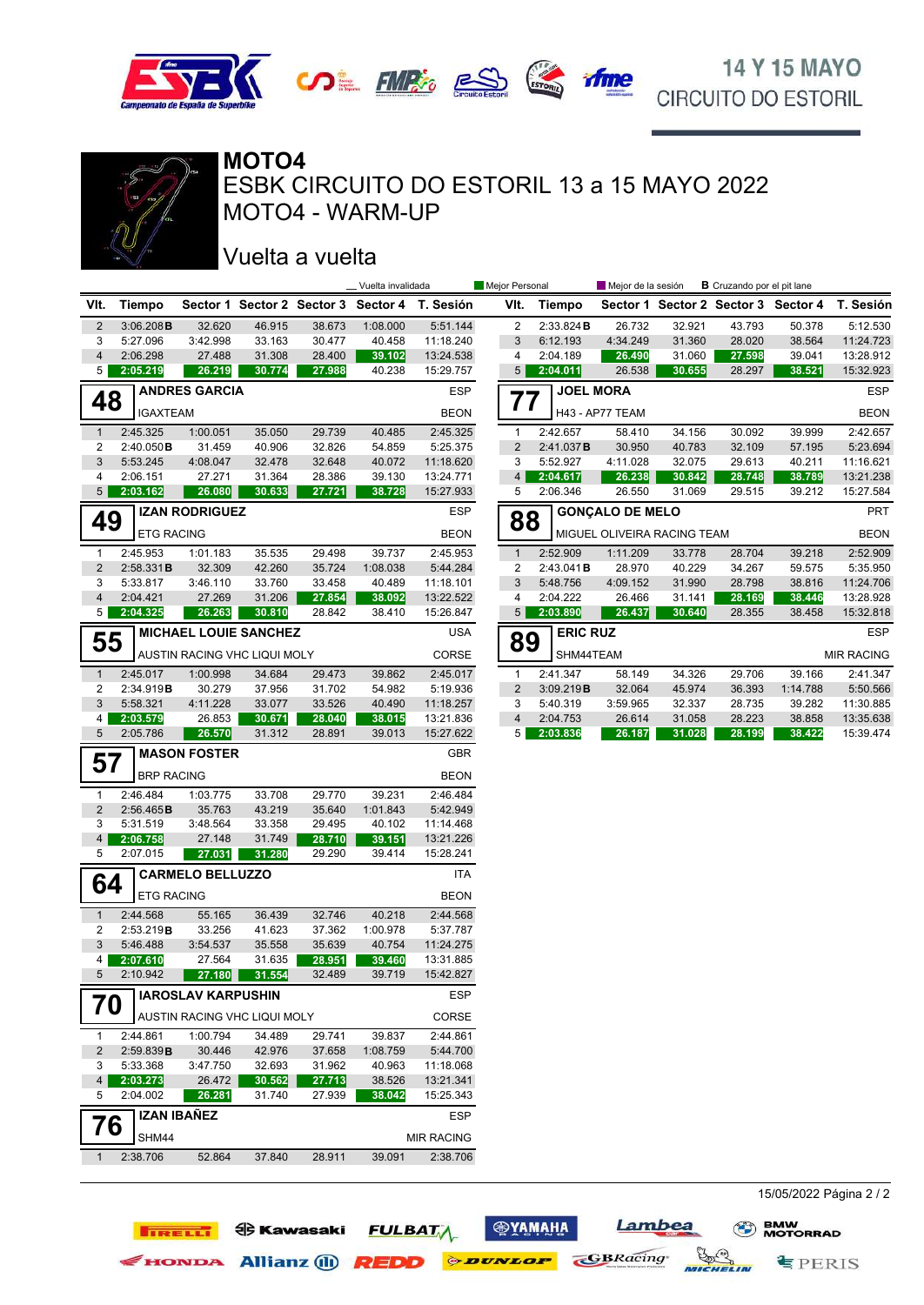# MOTO4

## ESBK CIRCUITO DO ESTORIL 13 a 15 MAYO 2022

## MOTO4 - WARM-UP

## Vuelta a vuelta

14 Y 15 MAYO
CIRCUITO DO ESTORIL

_ Vuelta invalidada | Mejor Personal | Mejor de la sesión | B Cruzando por el pit lane

| Vlt. | Tiempo | Sector 1 | Sector 2 | Sector 3 | Sector 4 | T. Sesión |
|---|---|---|---|---|---|---|
| 2 | 3:06.208 B | 32.620 | 46.915 | 38.673 | 1:08.000 | 5:51.144 |
| 3 | 5:27.096 | 3:42.998 | 33.163 | 30.477 | 40.458 | 11:18.240 |
| 4 | 2:06.298 | 27.488 | 31.308 | 28.400 | 39.102 | 13:24.538 |
| 5 | 2:05.219 | 26.219 | 30.774 | 27.988 | 40.238 | 15:29.757 |

### 48 ANDRES GARCIA — ESP
IGAXTEAM — BEON

| Vlt. | Tiempo | Sector 1 | Sector 2 | Sector 3 | Sector 4 | T. Sesión |
|---|---|---|---|---|---|---|
| 1 | 2:45.325 | 1:00.051 | 35.050 | 29.739 | 40.485 | 2:45.325 |
| 2 | 2:40.050 B | 31.459 | 40.906 | 32.826 | 54.859 | 5:25.375 |
| 3 | 5:53.245 | 4:08.047 | 32.478 | 32.648 | 40.072 | 11:18.620 |
| 4 | 2:06.151 | 27.271 | 31.364 | 28.386 | 39.130 | 13:24.771 |
| 5 | 2:03.162 | 26.080 | 30.633 | 27.721 | 38.728 | 15:27.933 |

### 49 IZAN RODRIGUEZ — ESP
ETG RACING — BEON

| Vlt. | Tiempo | Sector 1 | Sector 2 | Sector 3 | Sector 4 | T. Sesión |
|---|---|---|---|---|---|---|
| 1 | 2:45.953 | 1:01.183 | 35.535 | 29.498 | 39.737 | 2:45.953 |
| 2 | 2:58.331 B | 32.309 | 42.260 | 35.724 | 1:08.038 | 5:44.284 |
| 3 | 5:33.817 | 3:46.110 | 33.760 | 33.458 | 40.489 | 11:18.101 |
| 4 | 2:04.421 | 27.269 | 31.206 | 27.854 | 38.092 | 13:22.522 |
| 5 | 2:04.325 | 26.263 | 30.810 | 28.842 | 38.410 | 15:26.847 |

### 55 MICHAEL LOUIE SANCHEZ — USA
AUSTIN RACING VHC LIQUI MOLY — CORSE

| Vlt. | Tiempo | Sector 1 | Sector 2 | Sector 3 | Sector 4 | T. Sesión |
|---|---|---|---|---|---|---|
| 1 | 2:45.017 | 1:00.998 | 34.684 | 29.473 | 39.862 | 2:45.017 |
| 2 | 2:34.919 B | 30.279 | 37.956 | 31.702 | 54.982 | 5:19.936 |
| 3 | 5:58.321 | 4:11.228 | 33.077 | 33.526 | 40.490 | 11:18.257 |
| 4 | 2:03.579 | 26.853 | 30.671 | 28.040 | 38.015 | 13:21.836 |
| 5 | 2:05.786 | 26.570 | 31.312 | 28.891 | 39.013 | 15:27.622 |

### 57 MASON FOSTER — GBR
BRP RACING — BEON

| Vlt. | Tiempo | Sector 1 | Sector 2 | Sector 3 | Sector 4 | T. Sesión |
|---|---|---|---|---|---|---|
| 1 | 2:46.484 | 1:03.775 | 33.708 | 29.770 | 39.231 | 2:46.484 |
| 2 | 2:56.465 B | 35.763 | 43.219 | 35.640 | 1:01.843 | 5:42.949 |
| 3 | 5:31.519 | 3:48.564 | 33.358 | 29.495 | 40.102 | 11:14.468 |
| 4 | 2:06.758 | 27.148 | 31.749 | 28.710 | 39.151 | 13:21.226 |
| 5 | 2:07.015 | 27.031 | 31.280 | 29.290 | 39.414 | 15:28.241 |

### 64 CARMELO BELLUZZO — ITA
ETG RACING — BEON

| Vlt. | Tiempo | Sector 1 | Sector 2 | Sector 3 | Sector 4 | T. Sesión |
|---|---|---|---|---|---|---|
| 1 | 2:44.568 | 55.165 | 36.439 | 32.746 | 40.218 | 2:44.568 |
| 2 | 2:53.219 B | 33.256 | 41.623 | 37.362 | 1:00.978 | 5:37.787 |
| 3 | 5:46.488 | 3:54.537 | 35.558 | 35.639 | 40.754 | 11:24.275 |
| 4 | 2:07.610 | 27.564 | 31.635 | 28.951 | 39.460 | 13:31.885 |
| 5 | 2:10.942 | 27.180 | 31.554 | 32.489 | 39.719 | 15:42.827 |

### 70 IAROSLAV KARPUSHIN — ESP
AUSTIN RACING VHC LIQUI MOLY — CORSE

| Vlt. | Tiempo | Sector 1 | Sector 2 | Sector 3 | Sector 4 | T. Sesión |
|---|---|---|---|---|---|---|
| 1 | 2:44.861 | 1:00.794 | 34.489 | 29.741 | 39.837 | 2:44.861 |
| 2 | 2:59.839 B | 30.446 | 42.976 | 37.658 | 1:08.759 | 5:44.700 |
| 3 | 5:33.368 | 3:47.750 | 32.693 | 31.962 | 40.963 | 11:18.068 |
| 4 | 2:03.273 | 26.472 | 30.562 | 27.713 | 38.526 | 13:21.341 |
| 5 | 2:04.002 | 26.281 | 31.740 | 27.939 | 38.042 | 15:25.343 |

### 76 IZAN IBAÑEZ — ESP
SHM44 — MIR RACING

| Vlt. | Tiempo | Sector 1 | Sector 2 | Sector 3 | Sector 4 | T. Sesión |
|---|---|---|---|---|---|---|
| 1 | 2:38.706 | 52.864 | 37.840 | 28.911 | 39.091 | 2:38.706 |
| 2 | 2:33.824 B | 26.732 | 32.921 | 43.793 | 50.378 | 5:12.530 |
| 3 | 6:12.193 | 4:34.249 | 31.360 | 28.020 | 38.564 | 11:24.723 |
| 4 | 2:04.189 | 26.490 | 31.060 | 27.598 | 39.041 | 13:28.912 |
| 5 | 2:04.011 | 26.538 | 30.655 | 28.297 | 38.521 | 15:32.923 |

### 77 JOEL MORA — ESP
H43 - AP77 TEAM — BEON

| Vlt. | Tiempo | Sector 1 | Sector 2 | Sector 3 | Sector 4 | T. Sesión |
|---|---|---|---|---|---|---|
| 1 | 2:42.657 | 58.410 | 34.156 | 30.092 | 39.999 | 2:42.657 |
| 2 | 2:41.037 B | 30.950 | 40.783 | 32.109 | 57.195 | 5:23.694 |
| 3 | 5:52.927 | 4:11.028 | 32.075 | 29.613 | 40.211 | 11:16.621 |
| 4 | 2:04.617 | 26.238 | 30.842 | 28.748 | 38.789 | 13:21.238 |
| 5 | 2:06.346 | 26.550 | 31.069 | 29.515 | 39.212 | 15:27.584 |

### 88 GONÇALO DE MELO — PRT
MIGUEL OLIVEIRA RACING TEAM — BEON

| Vlt. | Tiempo | Sector 1 | Sector 2 | Sector 3 | Sector 4 | T. Sesión |
|---|---|---|---|---|---|---|
| 1 | 2:52.909 | 1:11.209 | 33.778 | 28.704 | 39.218 | 2:52.909 |
| 2 | 2:43.041 B | 28.970 | 40.229 | 34.267 | 59.575 | 5:35.950 |
| 3 | 5:48.756 | 4:09.152 | 31.990 | 28.798 | 38.816 | 11:24.706 |
| 4 | 2:04.222 | 26.466 | 31.141 | 28.169 | 38.446 | 13:28.928 |
| 5 | 2:03.890 | 26.437 | 30.640 | 28.355 | 38.458 | 15:32.818 |

### 89 ERIC RUZ — ESP
SHM44TEAM — MIR RACING

| Vlt. | Tiempo | Sector 1 | Sector 2 | Sector 3 | Sector 4 | T. Sesión |
|---|---|---|---|---|---|---|
| 1 | 2:41.347 | 58.149 | 34.326 | 29.706 | 39.166 | 2:41.347 |
| 2 | 3:09.219 B | 32.064 | 45.974 | 36.393 | 1:14.788 | 5:50.566 |
| 3 | 5:40.319 | 3:59.965 | 32.337 | 28.735 | 39.282 | 11:30.885 |
| 4 | 2:04.753 | 26.614 | 31.058 | 28.223 | 38.858 | 13:35.638 |
| 5 | 2:03.836 | 26.187 | 31.028 | 28.199 | 38.422 | 15:39.474 |

15/05/2022 Página 2 / 2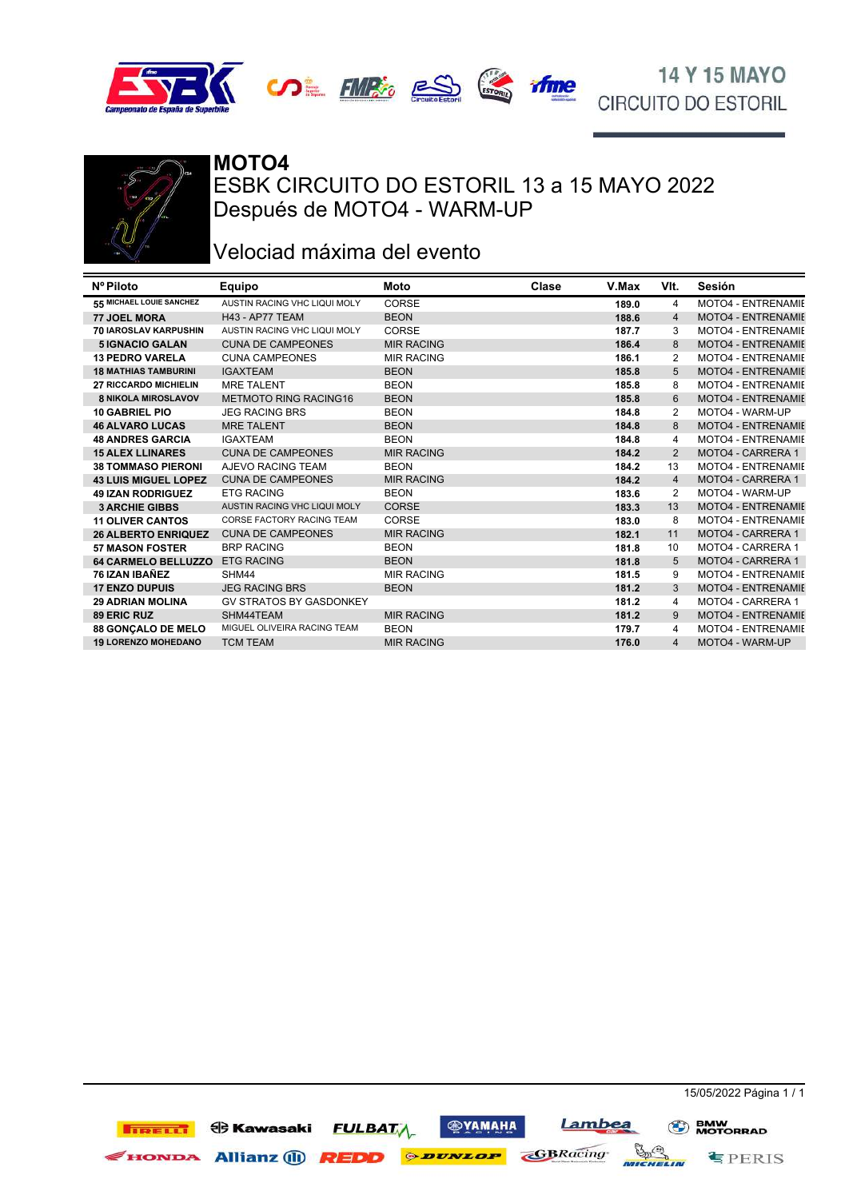14 Y 15 MAYO
CIRCUITO DO ESTORIL

# MOTO4

## ESBK CIRCUITO DO ESTORIL 13 a 15 MAYO 2022

## Después de MOTO4 - WARM-UP

## Velociad máxima del evento

| Nº Piloto | Equipo | Moto | Clase | V.Max | Vlt. | Sesión |
|---|---|---|---|---|---|---|
| 55 MICHAEL LOUIE SANCHEZ | AUSTIN RACING VHC LIQUI MOLY | CORSE | | 189.0 | 4 | MOTO4 - ENTRENAMIE |
| 77 JOEL MORA | H43 - AP77 TEAM | BEON | | 188.6 | 4 | MOTO4 - ENTRENAMIE |
| 70 IAROSLAV KARPUSHIN | AUSTIN RACING VHC LIQUI MOLY | CORSE | | 187.7 | 3 | MOTO4 - ENTRENAMIE |
| 5 IGNACIO GALAN | CUNA DE CAMPEONES | MIR RACING | | 186.4 | 8 | MOTO4 - ENTRENAMIE |
| 13 PEDRO VARELA | CUNA CAMPEONES | MIR RACING | | 186.1 | 2 | MOTO4 - ENTRENAMIE |
| 18 MATHIAS TAMBURINI | IGAXTEAM | BEON | | 185.8 | 5 | MOTO4 - ENTRENAMIE |
| 27 RICCARDO MICHIELIN | MRE TALENT | BEON | | 185.8 | 8 | MOTO4 - ENTRENAMIE |
| 8 NIKOLA MIROSLAVOV | METMOTO RING RACING16 | BEON | | 185.8 | 6 | MOTO4 - ENTRENAMIE |
| 10 GABRIEL PIO | JEG RACING BRS | BEON | | 184.8 | 2 | MOTO4 - WARM-UP |
| 46 ALVARO LUCAS | MRE TALENT | BEON | | 184.8 | 8 | MOTO4 - ENTRENAMIE |
| 48 ANDRES GARCIA | IGAXTEAM | BEON | | 184.8 | 4 | MOTO4 - ENTRENAMIE |
| 15 ALEX LLINARES | CUNA DE CAMPEONES | MIR RACING | | 184.2 | 2 | MOTO4 - CARRERA 1 |
| 38 TOMMASO PIERONI | AJEVO RACING TEAM | BEON | | 184.2 | 13 | MOTO4 - ENTRENAMIE |
| 43 LUIS MIGUEL LOPEZ | CUNA DE CAMPEONES | MIR RACING | | 184.2 | 4 | MOTO4 - CARRERA 1 |
| 49 IZAN RODRIGUEZ | ETG RACING | BEON | | 183.6 | 2 | MOTO4 - WARM-UP |
| 3 ARCHIE GIBBS | AUSTIN RACING VHC LIQUI MOLY | CORSE | | 183.3 | 13 | MOTO4 - ENTRENAMIE |
| 11 OLIVER CANTOS | CORSE FACTORY RACING TEAM | CORSE | | 183.0 | 8 | MOTO4 - ENTRENAMIE |
| 26 ALBERTO ENRIQUEZ | CUNA DE CAMPEONES | MIR RACING | | 182.1 | 11 | MOTO4 - CARRERA 1 |
| 57 MASON FOSTER | BRP RACING | BEON | | 181.8 | 10 | MOTO4 - CARRERA 1 |
| 64 CARMELO BELLUZZO | ETG RACING | BEON | | 181.8 | 5 | MOTO4 - CARRERA 1 |
| 76 IZAN IBAÑEZ | SHM44 | MIR RACING | | 181.5 | 9 | MOTO4 - ENTRENAMIE |
| 17 ENZO DUPUIS | JEG RACING BRS | BEON | | 181.2 | 3 | MOTO4 - ENTRENAMIE |
| 29 ADRIAN MOLINA | GV STRATOS BY GASDONKEY | | | 181.2 | 4 | MOTO4 - CARRERA 1 |
| 89 ERIC RUZ | SHM44TEAM | MIR RACING | | 181.2 | 9 | MOTO4 - ENTRENAMIE |
| 88 GONÇALO DE MELO | MIGUEL OLIVEIRA RACING TEAM | BEON | | 179.7 | 4 | MOTO4 - ENTRENAMIE |
| 19 LORENZO MOHEDANO | TCM TEAM | MIR RACING | | 176.0 | 4 | MOTO4 - WARM-UP |

15/05/2022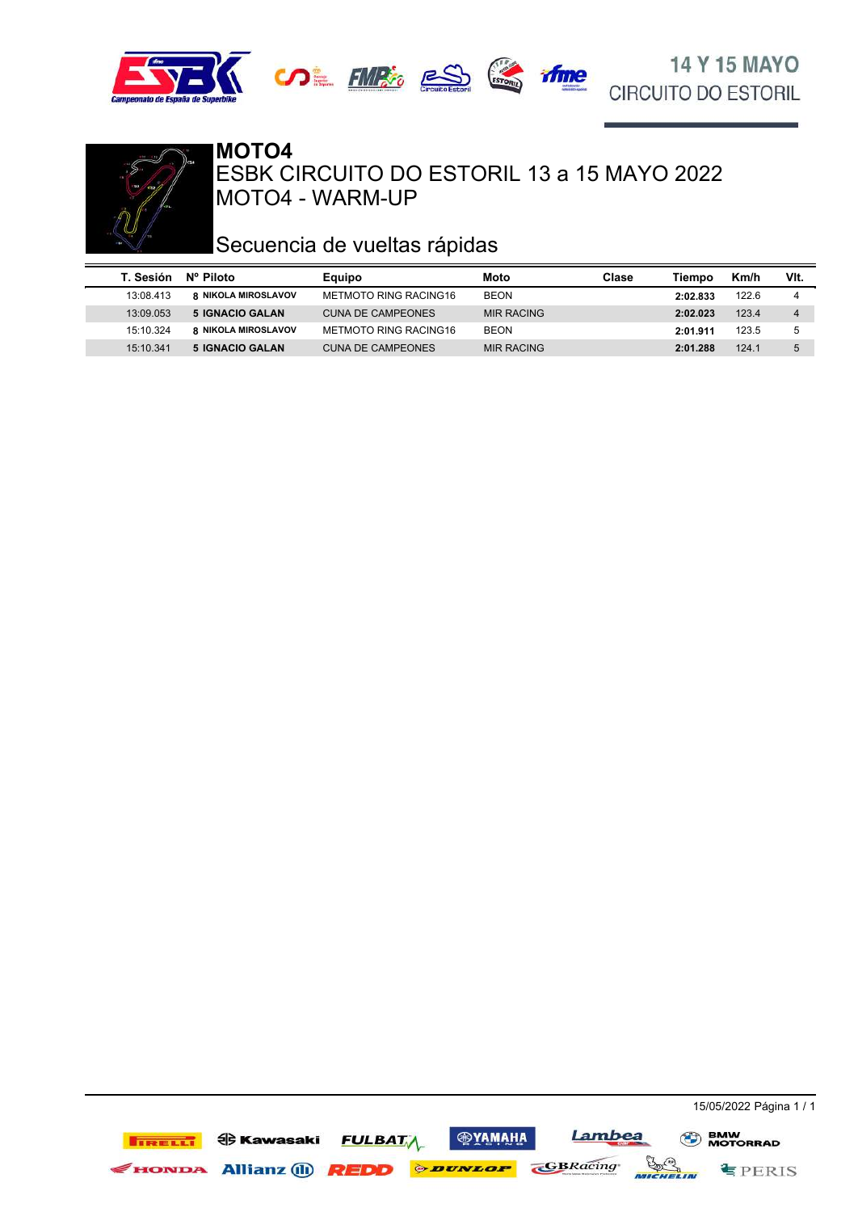14 Y 15 MAYO
CIRCUITO DO ESTORIL

# MOTO4

## ESBK CIRCUITO DO ESTORIL 13 a 15 MAYO 2022

## MOTO4 - WARM-UP

### Secuencia de vueltas rápidas

| T. Sesión | Nº Piloto | Equipo | Moto | Clase | Tiempo | Km/h | Vlt. |
|---|---|---|---|---|---|---|---|
| 13:08.413 | 8 NIKOLA MIROSLAVOV | METMOTO RING RACING16 | BEON | | 2:02.833 | 122.6 | 4 |
| 13:09.053 | 5 IGNACIO GALAN | CUNA DE CAMPEONES | MIR RACING | | 2:02.023 | 123.4 | 4 |
| 15:10.324 | 8 NIKOLA MIROSLAVOV | METMOTO RING RACING16 | BEON | | 2:01.911 | 123.5 | 5 |
| 15:10.341 | 5 IGNACIO GALAN | CUNA DE CAMPEONES | MIR RACING | | 2:01.288 | 124.1 | 5 |

15/05/2022 Página 1 / 1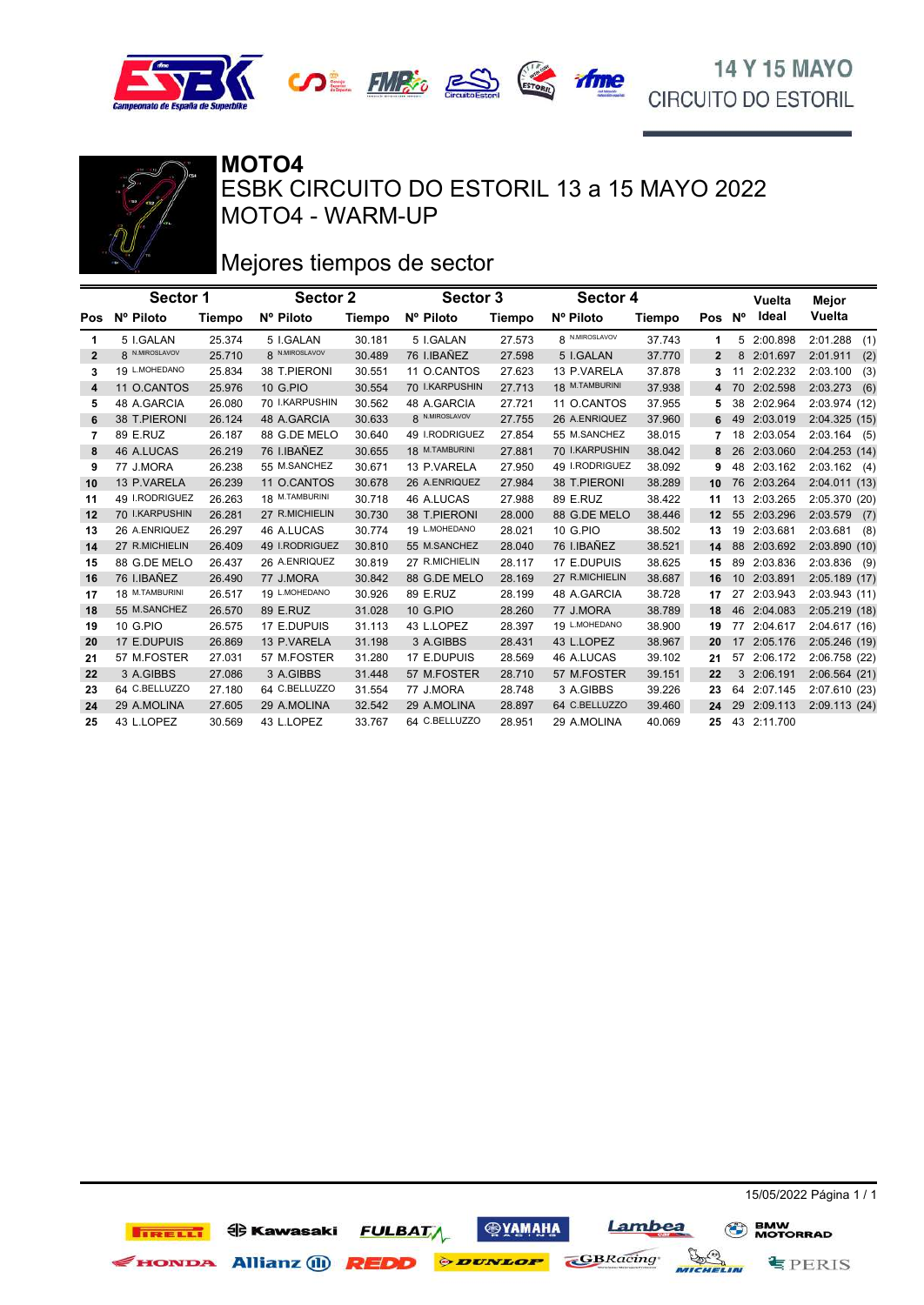# MOTO4

## ESBK CIRCUITO DO ESTORIL 13 a 15 MAYO 2022

## MOTO4 - WARM-UP

## Mejores tiempos de sector

| | Sector 1 | | Sector 2 | | Sector 3 | | Sector 4 | | | | Vuelta | Mejor |
|---|---|---|---|---|---|---|---|---|---|---|---|---|
| Pos | Nº Piloto | Tiempo | Nº Piloto | Tiempo | Nº Piloto | Tiempo | Nº Piloto | Tiempo | Pos | Nº | Ideal | Vuelta |
| 1 | 5 I.GALAN | 25.374 | 5 I.GALAN | 30.181 | 5 I.GALAN | 27.573 | 8 N.MIROSLAVOV | 37.743 | 1 | 5 | 2:00.898 | 2:01.288 (1) |
| 2 | 8 N.MIROSLAVOV | 25.710 | 8 N.MIROSLAVOV | 30.489 | 76 I.IBAÑEZ | 27.598 | 5 I.GALAN | 37.770 | 2 | 8 | 2:01.697 | 2:01.911 (2) |
| 3 | 19 L.MOHEDANO | 25.834 | 38 T.PIERONI | 30.551 | 11 O.CANTOS | 27.623 | 13 P.VARELA | 37.878 | 3 | 11 | 2:02.232 | 2:03.100 (3) |
| 4 | 11 O.CANTOS | 25.976 | 10 G.PIO | 30.554 | 70 I.KARPUSHIN | 27.713 | 18 M.TAMBURINI | 37.938 | 4 | 70 | 2:02.598 | 2:03.273 (6) |
| 5 | 48 A.GARCIA | 26.080 | 70 I.KARPUSHIN | 30.562 | 48 A.GARCIA | 27.721 | 11 O.CANTOS | 37.955 | 5 | 38 | 2:02.964 | 2:03.974 (12) |
| 6 | 38 T.PIERONI | 26.124 | 48 A.GARCIA | 30.633 | 8 N.MIROSLAVOV | 27.755 | 26 A.ENRIQUEZ | 37.960 | 6 | 49 | 2:03.019 | 2:04.325 (15) |
| 7 | 89 E.RUZ | 26.187 | 88 G.DE MELO | 30.640 | 49 I.RODRIGUEZ | 27.854 | 55 M.SANCHEZ | 38.015 | 7 | 18 | 2:03.054 | 2:03.164 (5) |
| 8 | 46 A.LUCAS | 26.219 | 76 I.IBAÑEZ | 30.655 | 18 M.TAMBURINI | 27.881 | 70 I.KARPUSHIN | 38.042 | 8 | 26 | 2:03.060 | 2:04.253 (14) |
| 9 | 77 J.MORA | 26.238 | 55 M.SANCHEZ | 30.671 | 13 P.VARELA | 27.950 | 49 I.RODRIGUEZ | 38.092 | 9 | 48 | 2:03.162 | 2:03.162 (4) |
| 10 | 13 P.VARELA | 26.239 | 11 O.CANTOS | 30.678 | 26 A.ENRIQUEZ | 27.984 | 38 T.PIERONI | 38.289 | 10 | 76 | 2:03.264 | 2:04.011 (13) |
| 11 | 49 I.RODRIGUEZ | 26.263 | 18 M.TAMBURINI | 30.718 | 46 A.LUCAS | 27.988 | 89 E.RUZ | 38.422 | 11 | 13 | 2:03.265 | 2:05.370 (20) |
| 12 | 70 I.KARPUSHIN | 26.281 | 27 R.MICHIELIN | 30.730 | 38 T.PIERONI | 28.000 | 88 G.DE MELO | 38.446 | 12 | 55 | 2:03.296 | 2:03.579 (7) |
| 13 | 26 A.ENRIQUEZ | 26.297 | 46 A.LUCAS | 30.774 | 19 L.MOHEDANO | 28.021 | 10 G.PIO | 38.502 | 13 | 19 | 2:03.681 | 2:03.681 (8) |
| 14 | 27 R.MICHIELIN | 26.409 | 49 I.RODRIGUEZ | 30.810 | 55 M.SANCHEZ | 28.040 | 76 I.IBAÑEZ | 38.521 | 14 | 88 | 2:03.692 | 2:03.890 (10) |
| 15 | 88 G.DE MELO | 26.437 | 26 A.ENRIQUEZ | 30.819 | 27 R.MICHIELIN | 28.117 | 17 E.DUPUIS | 38.625 | 15 | 89 | 2:03.836 | 2:03.836 (9) |
| 16 | 76 I.IBAÑEZ | 26.490 | 77 J.MORA | 30.842 | 88 G.DE MELO | 28.169 | 27 R.MICHIELIN | 38.687 | 16 | 10 | 2:03.891 | 2:05.189 (17) |
| 17 | 18 M.TAMBURINI | 26.517 | 19 L.MOHEDANO | 30.926 | 89 E.RUZ | 28.199 | 48 A.GARCIA | 38.728 | 17 | 27 | 2:03.943 | 2:03.943 (11) |
| 18 | 55 M.SANCHEZ | 26.570 | 89 E.RUZ | 31.028 | 10 G.PIO | 28.260 | 77 J.MORA | 38.789 | 18 | 46 | 2:04.083 | 2:05.219 (18) |
| 19 | 10 G.PIO | 26.575 | 17 E.DUPUIS | 31.113 | 43 L.LOPEZ | 28.397 | 19 L.MOHEDANO | 38.900 | 19 | 77 | 2:04.617 | 2:04.617 (16) |
| 20 | 17 E.DUPUIS | 26.869 | 13 P.VARELA | 31.198 | 3 A.GIBBS | 28.431 | 43 L.LOPEZ | 38.967 | 20 | 17 | 2:05.176 | 2:05.246 (19) |
| 21 | 57 M.FOSTER | 27.031 | 57 M.FOSTER | 31.280 | 17 E.DUPUIS | 28.569 | 46 A.LUCAS | 39.102 | 21 | 57 | 2:06.172 | 2:06.758 (22) |
| 22 | 3 A.GIBBS | 27.086 | 3 A.GIBBS | 31.448 | 57 M.FOSTER | 28.710 | 57 M.FOSTER | 39.151 | 22 | 3 | 2:06.191 | 2:06.564 (21) |
| 23 | 64 C.BELLUZZO | 27.180 | 64 C.BELLUZZO | 31.554 | 77 J.MORA | 28.748 | 3 A.GIBBS | 39.226 | 23 | 64 | 2:07.145 | 2:07.610 (23) |
| 24 | 29 A.MOLINA | 27.605 | 29 A.MOLINA | 32.542 | 29 A.MOLINA | 28.897 | 64 C.BELLUZZO | 39.460 | 24 | 29 | 2:09.113 | 2:09.113 (24) |
| 25 | 43 L.LOPEZ | 30.569 | 43 L.LOPEZ | 33.767 | 64 C.BELLUZZO | 28.951 | 29 A.MOLINA | 40.069 | 25 | 43 | 2:11.700 | |

15/05/2022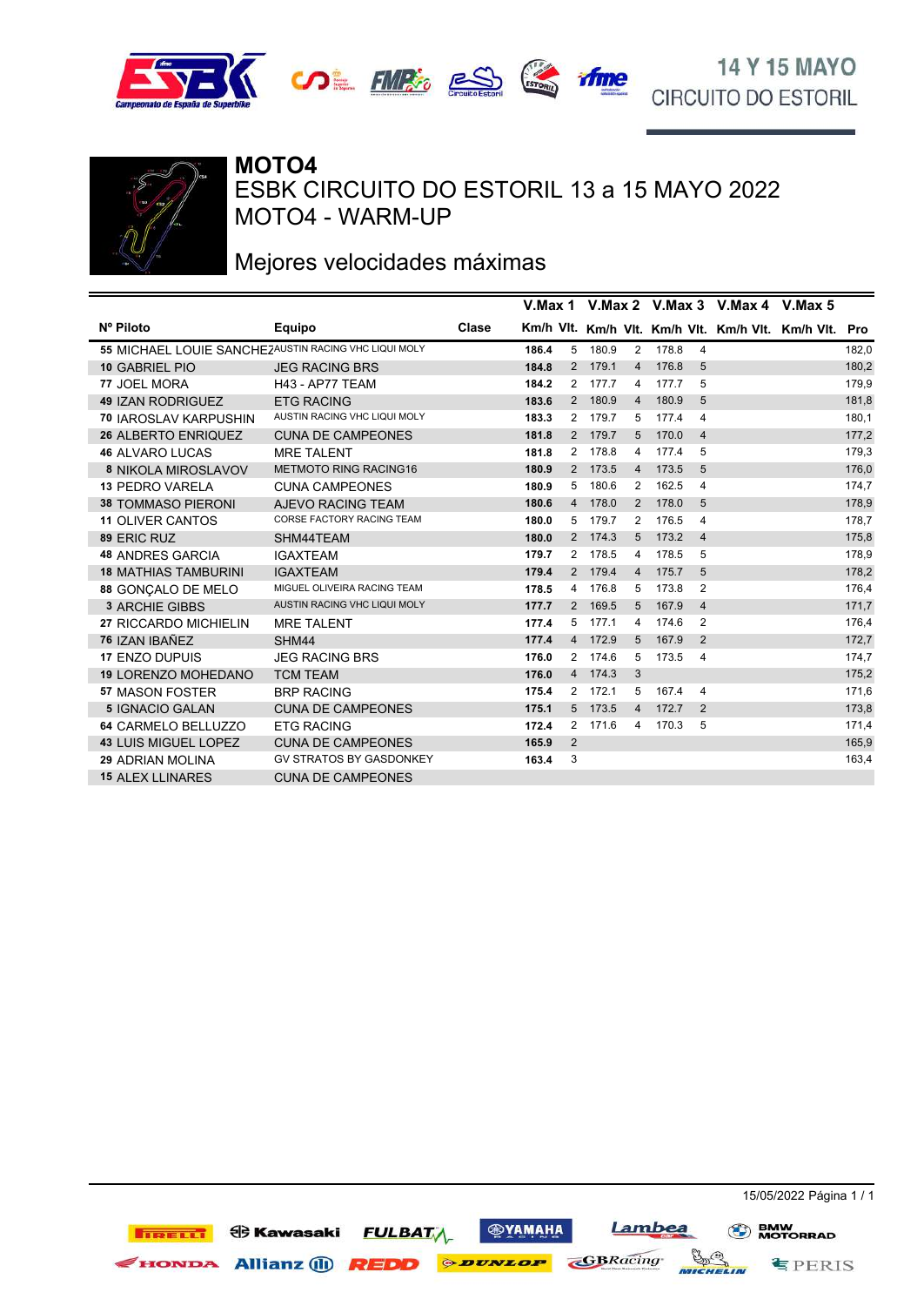14 Y 15 MAYO
CIRCUITO DO ESTORIL

# MOTO4

## ESBK CIRCUITO DO ESTORIL 13 a 15 MAYO 2022
## MOTO4 - WARM-UP

## Mejores velocidades máximas

| | | | V.Max 1 | | V.Max 2 | | V.Max 3 | | V.Max 4 | | V.Max 5 | | |
|---|---|---|---|---|---|---|---|---|---|---|---|---|---|
| Nº | Piloto | Equipo | Clase | Km/h | Vlt. | Km/h | Vlt. | Km/h | Vlt. | Km/h | Vlt. | Km/h | Vlt. | Pro |
| 55 | MICHAEL LOUIE SANCHEZ | AUSTIN RACING VHC LIQUI MOLY | | 186.4 | 5 | 180.9 | 2 | 178.8 | 4 | | | | | 182,0 |
| 10 | GABRIEL PIO | JEG RACING BRS | | 184.8 | 2 | 179.1 | 4 | 176.8 | 5 | | | | | 180,2 |
| 77 | JOEL MORA | H43 - AP77 TEAM | | 184.2 | 2 | 177.7 | 4 | 177.7 | 5 | | | | | 179,9 |
| 49 | IZAN RODRIGUEZ | ETG RACING | | 183.6 | 2 | 180.9 | 4 | 180.9 | 5 | | | | | 181,8 |
| 70 | IAROSLAV KARPUSHIN | AUSTIN RACING VHC LIQUI MOLY | | 183.3 | 2 | 179.7 | 5 | 177.4 | 4 | | | | | 180,1 |
| 26 | ALBERTO ENRIQUEZ | CUNA DE CAMPEONES | | 181.8 | 2 | 179.7 | 5 | 170.0 | 4 | | | | | 177,2 |
| 46 | ALVARO LUCAS | MRE TALENT | | 181.8 | 2 | 178.8 | 4 | 177.4 | 5 | | | | | 179,3 |
| 8 | NIKOLA MIROSLAVOV | METMOTO RING RACING16 | | 180.9 | 2 | 173.5 | 4 | 173.5 | 5 | | | | | 176,0 |
| 13 | PEDRO VARELA | CUNA CAMPEONES | | 180.9 | 5 | 180.6 | 2 | 162.5 | 4 | | | | | 174,7 |
| 38 | TOMMASO PIERONI | AJEVO RACING TEAM | | 180.6 | 4 | 178.0 | 2 | 178.0 | 5 | | | | | 178,9 |
| 11 | OLIVER CANTOS | CORSE FACTORY RACING TEAM | | 180.0 | 5 | 179.7 | 2 | 176.5 | 4 | | | | | 178,7 |
| 89 | ERIC RUZ | SHM44TEAM | | 180.0 | 2 | 174.3 | 5 | 173.2 | 4 | | | | | 175,8 |
| 48 | ANDRES GARCIA | IGAXTEAM | | 179.7 | 2 | 178.5 | 4 | 178.5 | 5 | | | | | 178,9 |
| 18 | MATHIAS TAMBURINI | IGAXTEAM | | 179.4 | 2 | 179.4 | 4 | 175.7 | 5 | | | | | 178,2 |
| 88 | GONÇALO DE MELO | MIGUEL OLIVEIRA RACING TEAM | | 178.5 | 4 | 176.8 | 5 | 173.8 | 2 | | | | | 176,4 |
| 3 | ARCHIE GIBBS | AUSTIN RACING VHC LIQUI MOLY | | 177.7 | 2 | 169.5 | 5 | 167.9 | 4 | | | | | 171,7 |
| 27 | RICCARDO MICHIELIN | MRE TALENT | | 177.4 | 5 | 177.1 | 4 | 174.6 | 2 | | | | | 176,4 |
| 76 | IZAN IBAÑEZ | SHM44 | | 177.4 | 4 | 172.9 | 5 | 167.9 | 2 | | | | | 172,7 |
| 17 | ENZO DUPUIS | JEG RACING BRS | | 176.0 | 2 | 174.6 | 5 | 173.5 | 4 | | | | | 174,7 |
| 19 | LORENZO MOHEDANO | TCM TEAM | | 176.0 | 4 | 174.3 | 3 | | | | | | | 175,2 |
| 57 | MASON FOSTER | BRP RACING | | 175.4 | 2 | 172.1 | 5 | 167.4 | 4 | | | | | 171,6 |
| 5 | IGNACIO GALAN | CUNA DE CAMPEONES | | 175.1 | 5 | 173.5 | 4 | 172.7 | 2 | | | | | 173,8 |
| 64 | CARMELO BELLUZZO | ETG RACING | | 172.4 | 2 | 171.6 | 4 | 170.3 | 5 | | | | | 171,4 |
| 43 | LUIS MIGUEL LOPEZ | CUNA DE CAMPEONES | | 165.9 | 2 | | | | | | | | | 165,9 |
| 29 | ADRIAN MOLINA | GV STRATOS BY GASDONKEY | | 163.4 | 3 | | | | | | | | | 163,4 |
| 15 | ALEX LLINARES | CUNA DE CAMPEONES | | | | | | | | | | | | |

15/05/2022